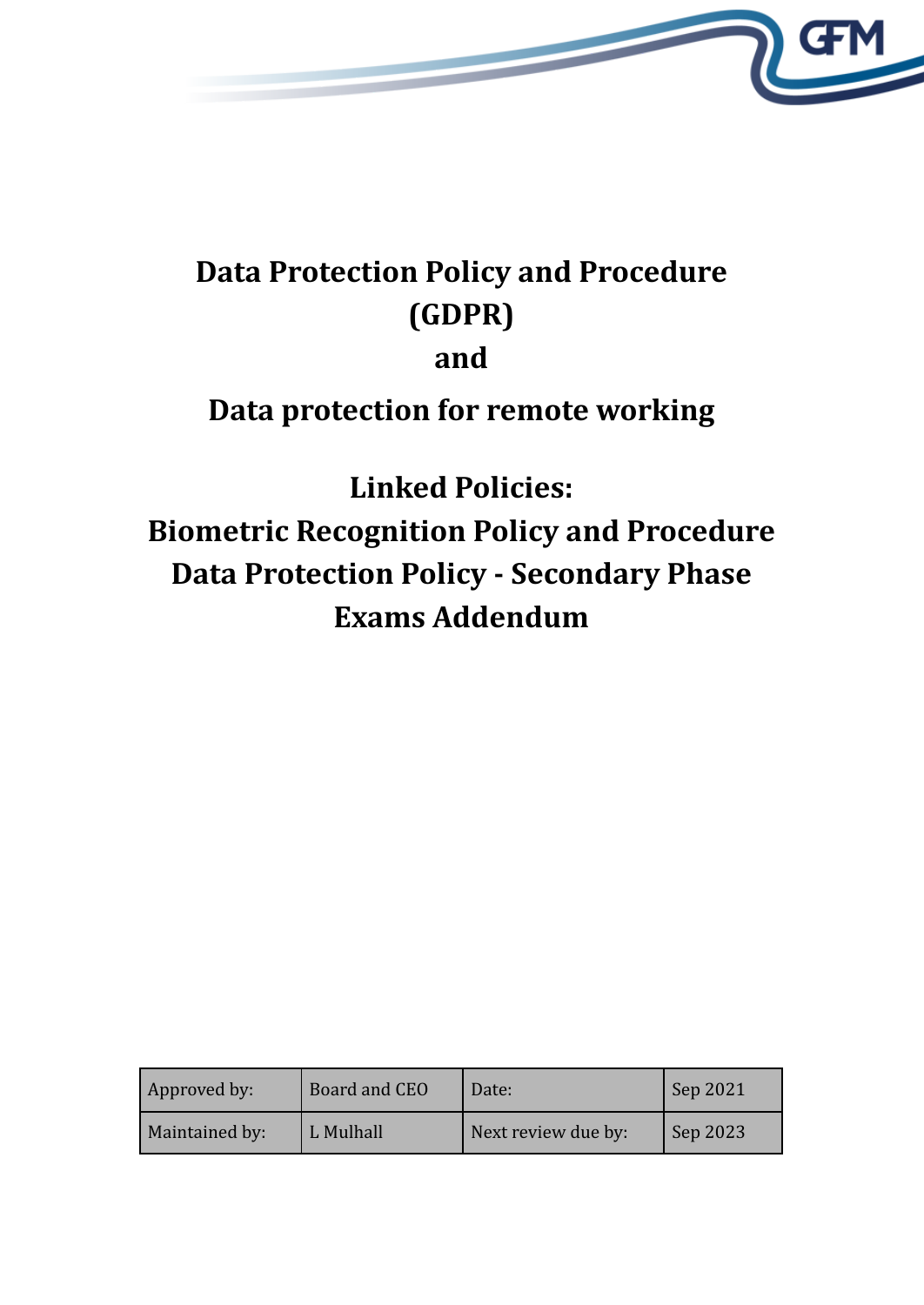# Data Protection Policy and Procedure (GDPR)

# and

# Data protection for remote working

## Linked Policies:

## Biometric Recognition Policy and Procedure

## Data Protection Policy - Secondary Phase

## Exams Addendum

| Approved by: | Board and CEO | Date: | Sep 2021 |
|---|---|---|---|
| Maintained by: | L Mulhall | Next review due by: | Sep 2023 |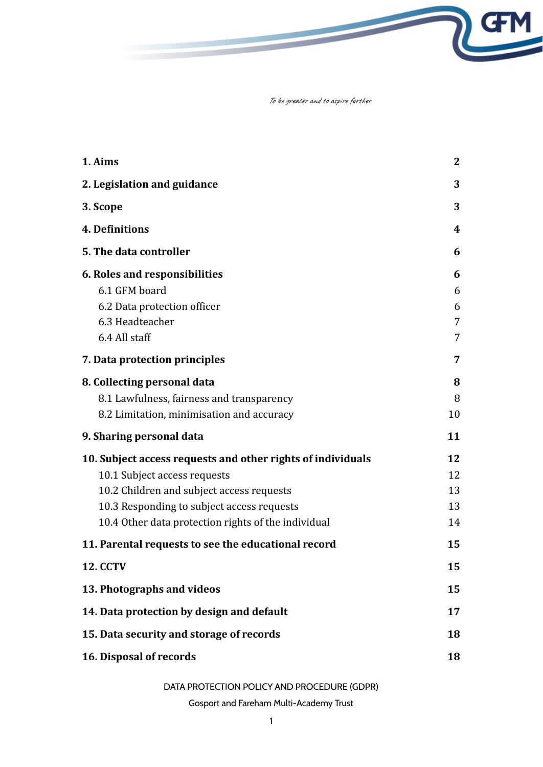*To be greater and to aspire further*

| | |
|---|---|
| **1. Aims** | **2** |
| **2. Legislation and guidance** | **3** |
| **3. Scope** | **3** |
| **4. Definitions** | **4** |
| **5. The data controller** | **6** |
| **6. Roles and responsibilities** | **6** |
| 6.1 GFM board | 6 |
| 6.2 Data protection officer | 6 |
| 6.3 Headteacher | 7 |
| 6.4 All staff | 7 |
| **7. Data protection principles** | **7** |
| **8. Collecting personal data** | **8** |
| 8.1 Lawfulness, fairness and transparency | 8 |
| 8.2 Limitation, minimisation and accuracy | 10 |
| **9. Sharing personal data** | **11** |
| **10. Subject access requests and other rights of individuals** | **12** |
| 10.1 Subject access requests | 12 |
| 10.2 Children and subject access requests | 13 |
| 10.3 Responding to subject access requests | 13 |
| 10.4 Other data protection rights of the individual | 14 |
| **11. Parental requests to see the educational record** | **15** |
| **12. CCTV** | **15** |
| **13. Photographs and videos** | **15** |
| **14. Data protection by design and default** | **17** |
| **15. Data security and storage of records** | **18** |
| **16. Disposal of records** | **18** |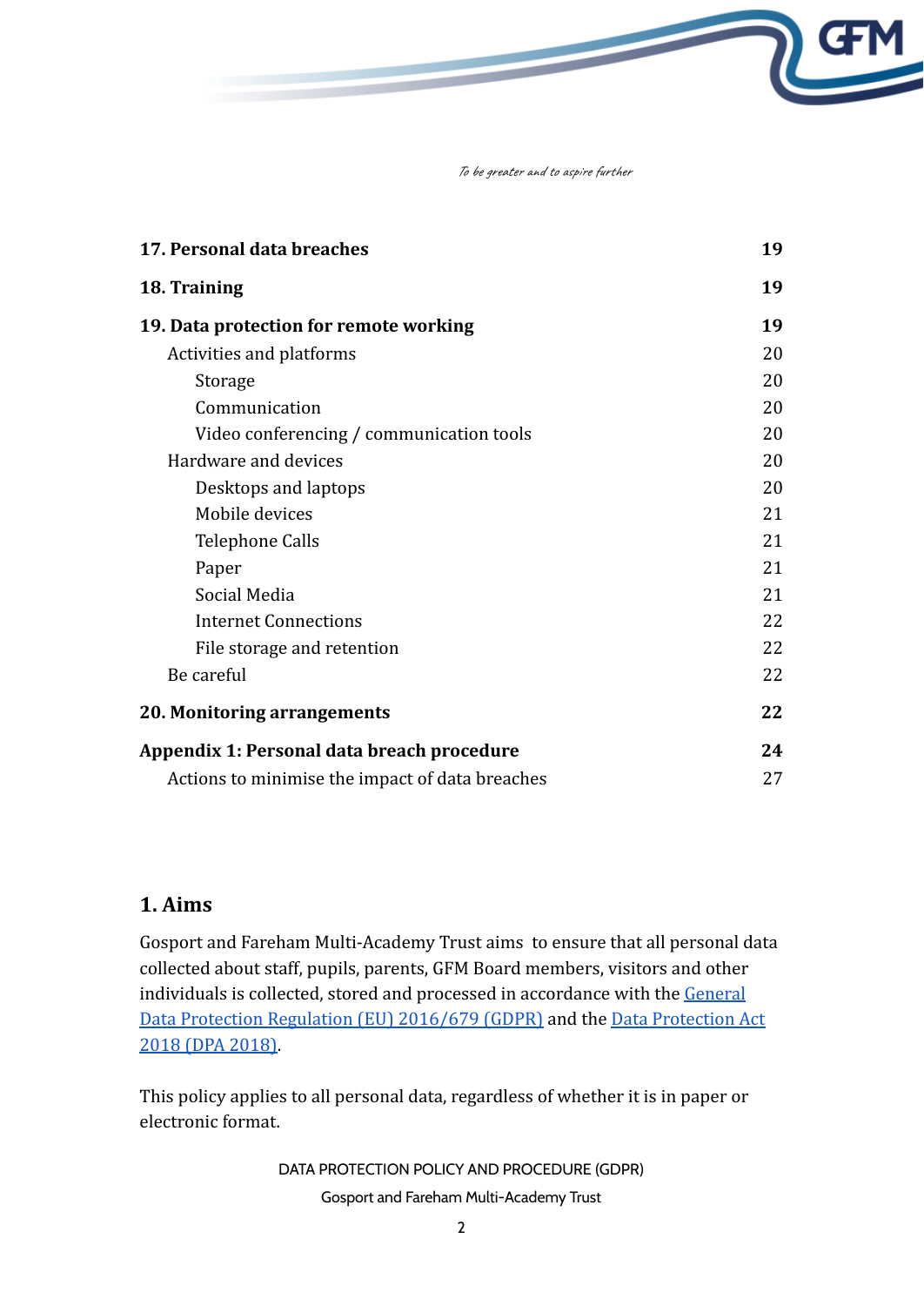| | |
|---|---|
| **17. Personal data breaches** | **19** |
| **18. Training** | **19** |
| **19. Data protection for remote working** | **19** |
| Activities and platforms | 20 |
| Storage | 20 |
| Communication | 20 |
| Video conferencing / communication tools | 20 |
| Hardware and devices | 20 |
| Desktops and laptops | 20 |
| Mobile devices | 21 |
| Telephone Calls | 21 |
| Paper | 21 |
| Social Media | 21 |
| Internet Connections | 22 |
| File storage and retention | 22 |
| Be careful | 22 |
| **20. Monitoring arrangements** | **22** |
| **Appendix 1: Personal data breach procedure** | **24** |
| Actions to minimise the impact of data breaches | 27 |

## 1. Aims

Gosport and Fareham Multi-Academy Trust aims to ensure that all personal data collected about staff, pupils, parents, GFM Board members, visitors and other individuals is collected, stored and processed in accordance with the General Data Protection Regulation (EU) 2016/679 (GDPR) and the Data Protection Act 2018 (DPA 2018).

This policy applies to all personal data, regardless of whether it is in paper or electronic format.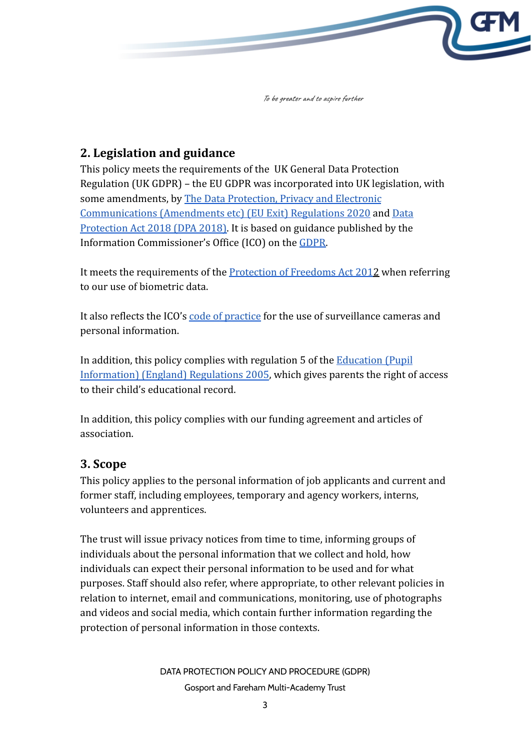## 2. Legislation and guidance

This policy meets the requirements of the UK General Data Protection Regulation (UK GDPR) – the EU GDPR was incorporated into UK legislation, with some amendments, by [The Data Protection, Privacy and Electronic Communications (Amendments etc) (EU Exit) Regulations 2020]() and [Data Protection Act 2018 (DPA 2018)](). It is based on guidance published by the Information Commissioner's Office (ICO) on the [GDPR]().

It meets the requirements of the [Protection of Freedoms Act 2012]() when referring to our use of biometric data.

It also reflects the ICO's [code of practice]() for the use of surveillance cameras and personal information.

In addition, this policy complies with regulation 5 of the [Education (Pupil Information) (England) Regulations 2005](), which gives parents the right of access to their child's educational record.

In addition, this policy complies with our funding agreement and articles of association.

## 3. Scope

This policy applies to the personal information of job applicants and current and former staff, including employees, temporary and agency workers, interns, volunteers and apprentices.

The trust will issue privacy notices from time to time, informing groups of individuals about the personal information that we collect and hold, how individuals can expect their personal information to be used and for what purposes. Staff should also refer, where appropriate, to other relevant policies in relation to internet, email and communications, monitoring, use of photographs and videos and social media, which contain further information regarding the protection of personal information in those contexts.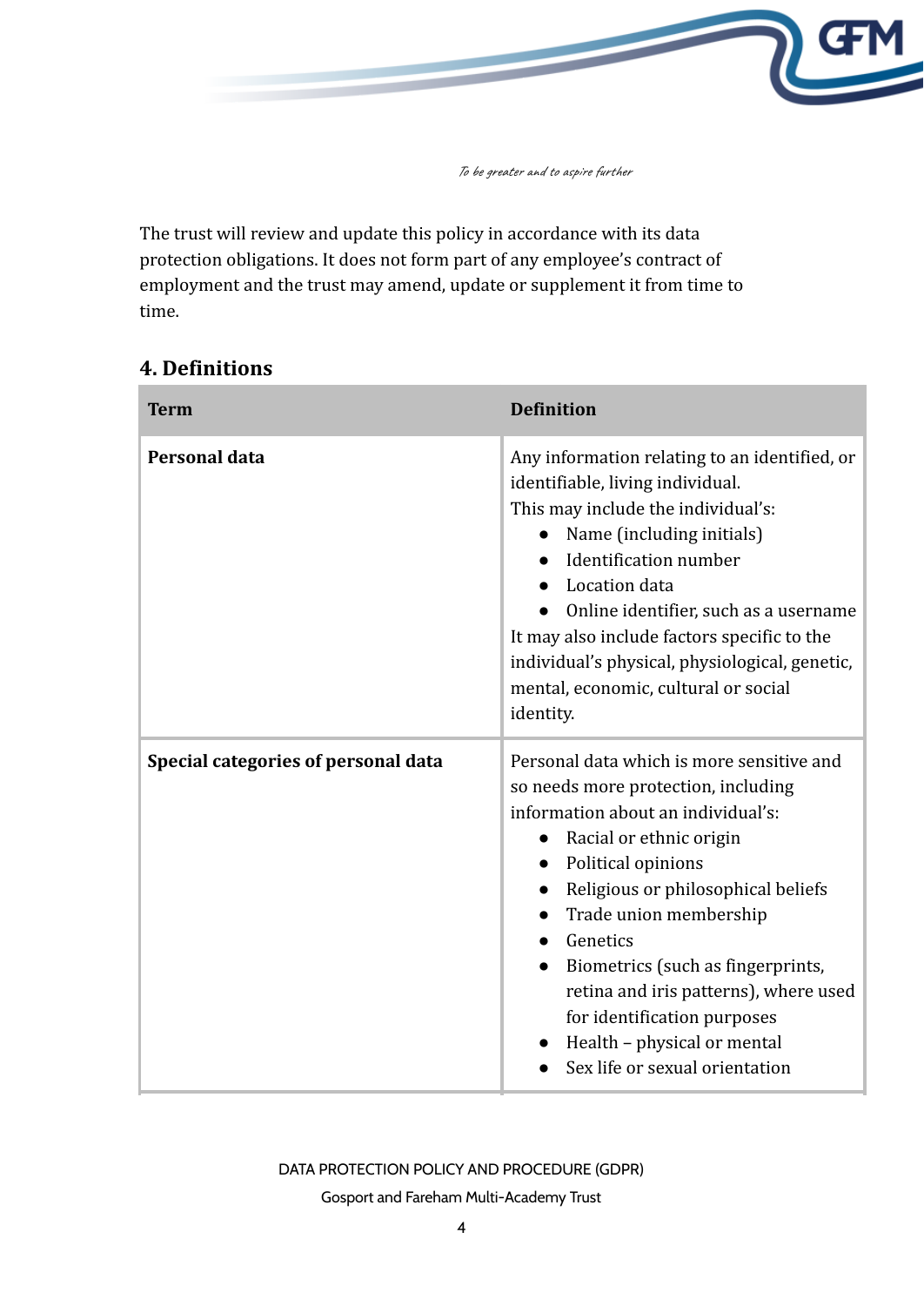The trust will review and update this policy in accordance with its data protection obligations. It does not form part of any employee's contract of employment and the trust may amend, update or supplement it from time to time.

## 4. Definitions

| Term | Definition |
| --- | --- |
| **Personal data** | Any information relating to an identified, or identifiable, living individual.<br>This may include the individual's:<br>● Name (including initials)<br>● Identification number<br>● Location data<br>● Online identifier, such as a username<br>It may also include factors specific to the individual's physical, physiological, genetic, mental, economic, cultural or social identity. |
| **Special categories of personal data** | Personal data which is more sensitive and so needs more protection, including information about an individual's:<br>● Racial or ethnic origin<br>● Political opinions<br>● Religious or philosophical beliefs<br>● Trade union membership<br>● Genetics<br>● Biometrics (such as fingerprints, retina and iris patterns), where used for identification purposes<br>● Health – physical or mental<br>● Sex life or sexual orientation |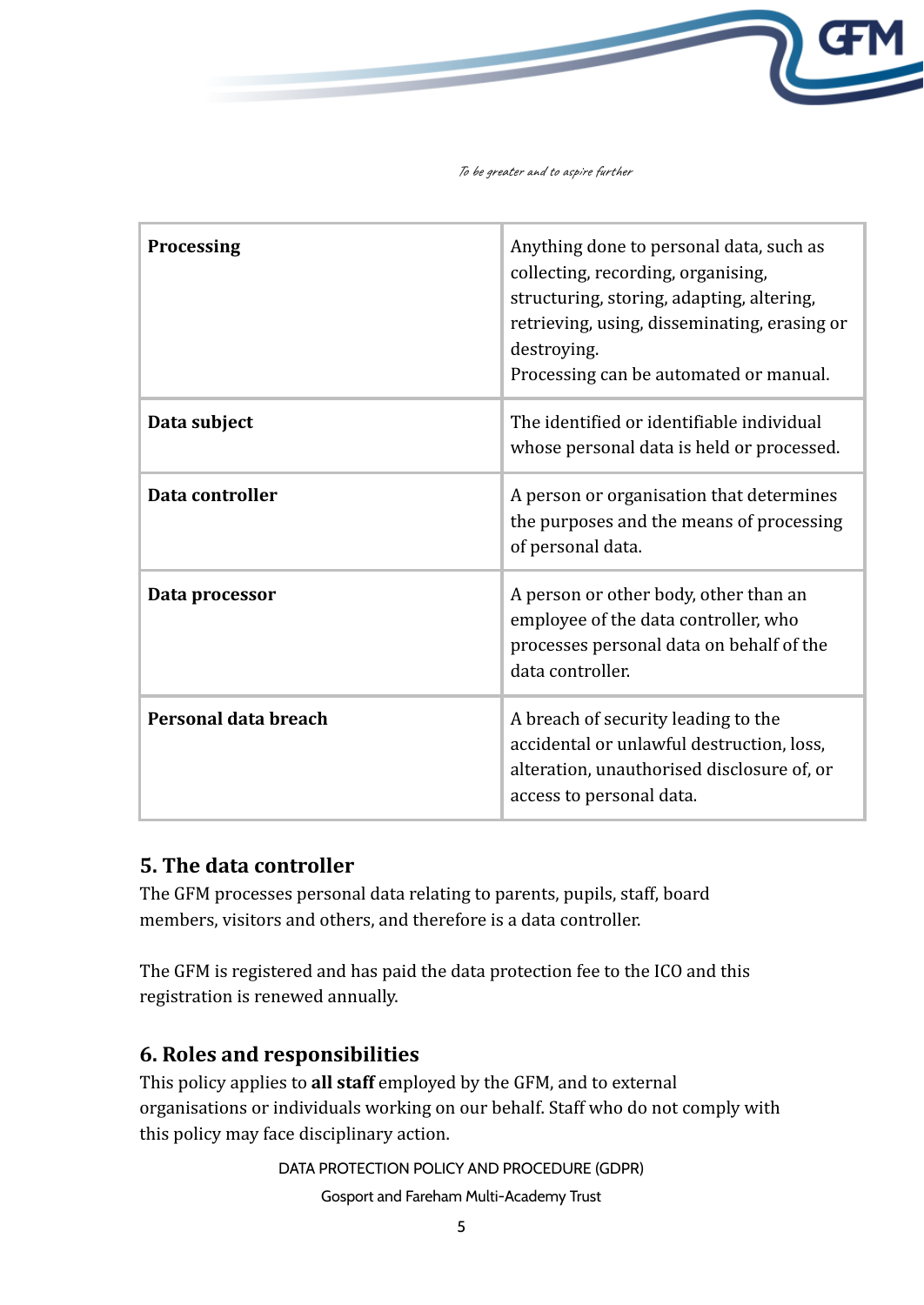| Processing | Anything done to personal data, such as collecting, recording, organising, structuring, storing, adapting, altering, retrieving, using, disseminating, erasing or destroying.<br>Processing can be automated or manual. |
|---|---|
| **Data subject** | The identified or identifiable individual whose personal data is held or processed. |
| **Data controller** | A person or organisation that determines the purposes and the means of processing of personal data. |
| **Data processor** | A person or other body, other than an employee of the data controller, who processes personal data on behalf of the data controller. |
| **Personal data breach** | A breach of security leading to the accidental or unlawful destruction, loss, alteration, unauthorised disclosure of, or access to personal data. |

## 5. The data controller

The GFM processes personal data relating to parents, pupils, staff, board members, visitors and others, and therefore is a data controller.

The GFM is registered and has paid the data protection fee to the ICO and this registration is renewed annually.

## 6. Roles and responsibilities

This policy applies to **all staff** employed by the GFM, and to external organisations or individuals working on our behalf. Staff who do not comply with this policy may face disciplinary action.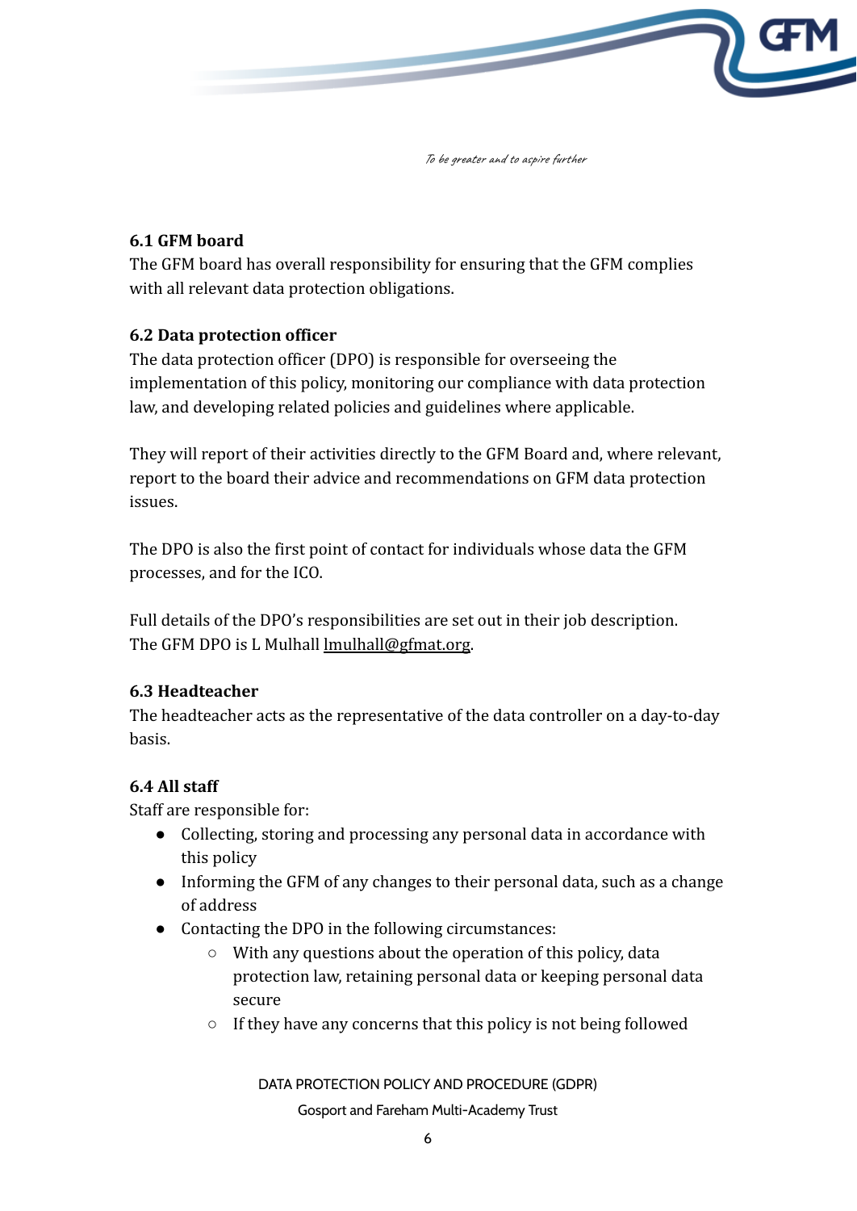### 6.1 GFM board

The GFM board has overall responsibility for ensuring that the GFM complies with all relevant data protection obligations.

### 6.2 Data protection officer

The data protection officer (DPO) is responsible for overseeing the implementation of this policy, monitoring our compliance with data protection law, and developing related policies and guidelines where applicable.

They will report of their activities directly to the GFM Board and, where relevant, report to the board their advice and recommendations on GFM data protection issues.

The DPO is also the first point of contact for individuals whose data the GFM processes, and for the ICO.

Full details of the DPO's responsibilities are set out in their job description. The GFM DPO is L Mulhall lmulhall@gfmat.org.

### 6.3 Headteacher

The headteacher acts as the representative of the data controller on a day-to-day basis.

### 6.4 All staff

Staff are responsible for:

- Collecting, storing and processing any personal data in accordance with this policy
- Informing the GFM of any changes to their personal data, such as a change of address
- Contacting the DPO in the following circumstances:
    - With any questions about the operation of this policy, data protection law, retaining personal data or keeping personal data secure
    - If they have any concerns that this policy is not being followed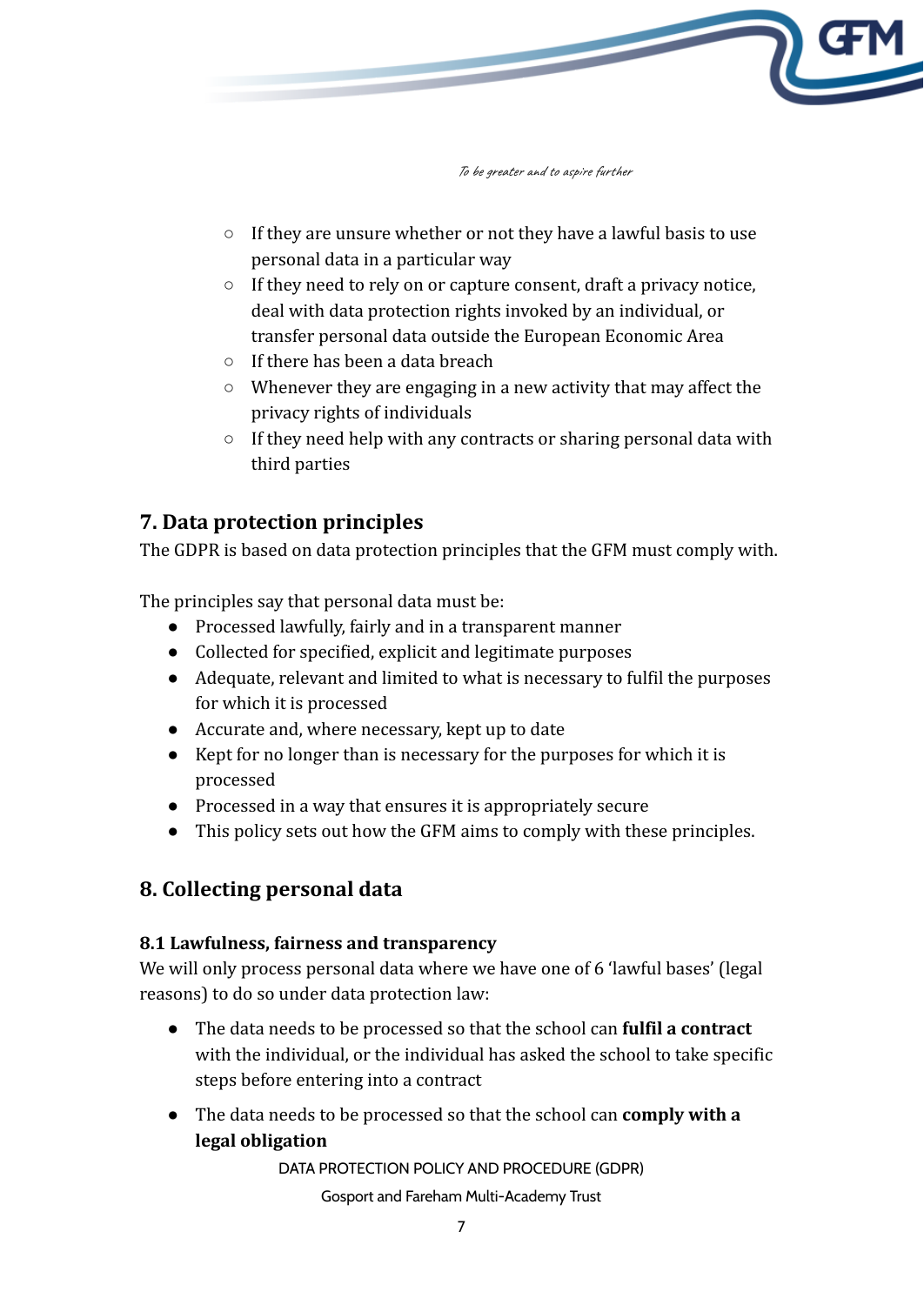- If they are unsure whether or not they have a lawful basis to use personal data in a particular way
  - If they need to rely on or capture consent, draft a privacy notice, deal with data protection rights invoked by an individual, or transfer personal data outside the European Economic Area
  - If there has been a data breach
  - Whenever they are engaging in a new activity that may affect the privacy rights of individuals
  - If they need help with any contracts or sharing personal data with third parties

## 7. Data protection principles

The GDPR is based on data protection principles that the GFM must comply with.

The principles say that personal data must be:

- Processed lawfully, fairly and in a transparent manner
- Collected for specified, explicit and legitimate purposes
- Adequate, relevant and limited to what is necessary to fulfil the purposes for which it is processed
- Accurate and, where necessary, kept up to date
- Kept for no longer than is necessary for the purposes for which it is processed
- Processed in a way that ensures it is appropriately secure
- This policy sets out how the GFM aims to comply with these principles.

## 8. Collecting personal data

### 8.1 Lawfulness, fairness and transparency

We will only process personal data where we have one of 6 'lawful bases' (legal reasons) to do so under data protection law:

- The data needs to be processed so that the school can **fulfil a contract** with the individual, or the individual has asked the school to take specific steps before entering into a contract

- The data needs to be processed so that the school can **comply with a legal obligation**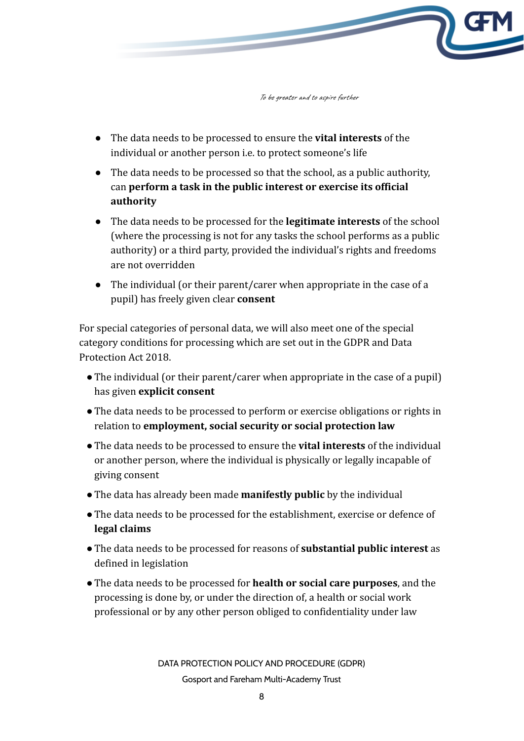- The data needs to be processed to ensure the **vital interests** of the individual or another person i.e. to protect someone's life
- The data needs to be processed so that the school, as a public authority, can **perform a task in the public interest or exercise its official authority**
- The data needs to be processed for the **legitimate interests** of the school (where the processing is not for any tasks the school performs as a public authority) or a third party, provided the individual's rights and freedoms are not overridden
- The individual (or their parent/carer when appropriate in the case of a pupil) has freely given clear **consent**

For special categories of personal data, we will also meet one of the special category conditions for processing which are set out in the GDPR and Data Protection Act 2018.

- The individual (or their parent/carer when appropriate in the case of a pupil) has given **explicit consent**
- The data needs to be processed to perform or exercise obligations or rights in relation to **employment, social security or social protection law**
- The data needs to be processed to ensure the **vital interests** of the individual or another person, where the individual is physically or legally incapable of giving consent
- The data has already been made **manifestly public** by the individual
- The data needs to be processed for the establishment, exercise or defence of **legal claims**
- The data needs to be processed for reasons of **substantial public interest** as defined in legislation
- The data needs to be processed for **health or social care purposes**, and the processing is done by, or under the direction of, a health or social work professional or by any other person obliged to confidentiality under law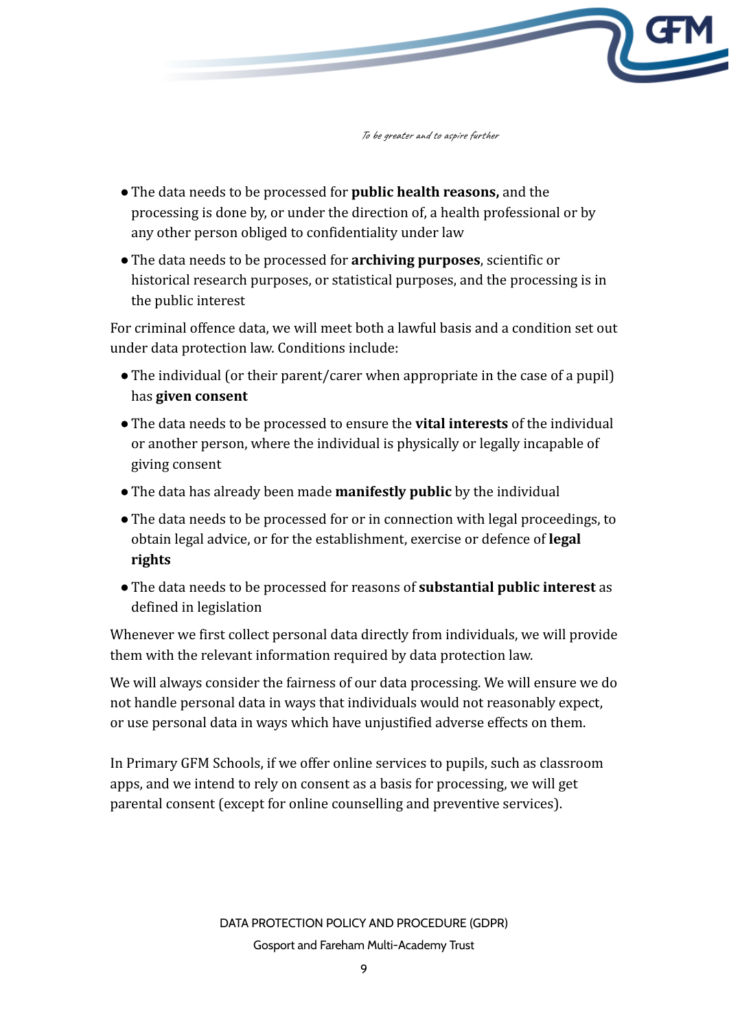- The data needs to be processed for **public health reasons,** and the processing is done by, or under the direction of, a health professional or by any other person obliged to confidentiality under law
- The data needs to be processed for **archiving purposes**, scientific or historical research purposes, or statistical purposes, and the processing is in the public interest

For criminal offence data, we will meet both a lawful basis and a condition set out under data protection law. Conditions include:

- The individual (or their parent/carer when appropriate in the case of a pupil) has **given consent**
- The data needs to be processed to ensure the **vital interests** of the individual or another person, where the individual is physically or legally incapable of giving consent
- The data has already been made **manifestly public** by the individual
- The data needs to be processed for or in connection with legal proceedings, to obtain legal advice, or for the establishment, exercise or defence of **legal rights**
- The data needs to be processed for reasons of **substantial public interest** as defined in legislation

Whenever we first collect personal data directly from individuals, we will provide them with the relevant information required by data protection law.

We will always consider the fairness of our data processing. We will ensure we do not handle personal data in ways that individuals would not reasonably expect, or use personal data in ways which have unjustified adverse effects on them.

In Primary GFM Schools, if we offer online services to pupils, such as classroom apps, and we intend to rely on consent as a basis for processing, we will get parental consent (except for online counselling and preventive services).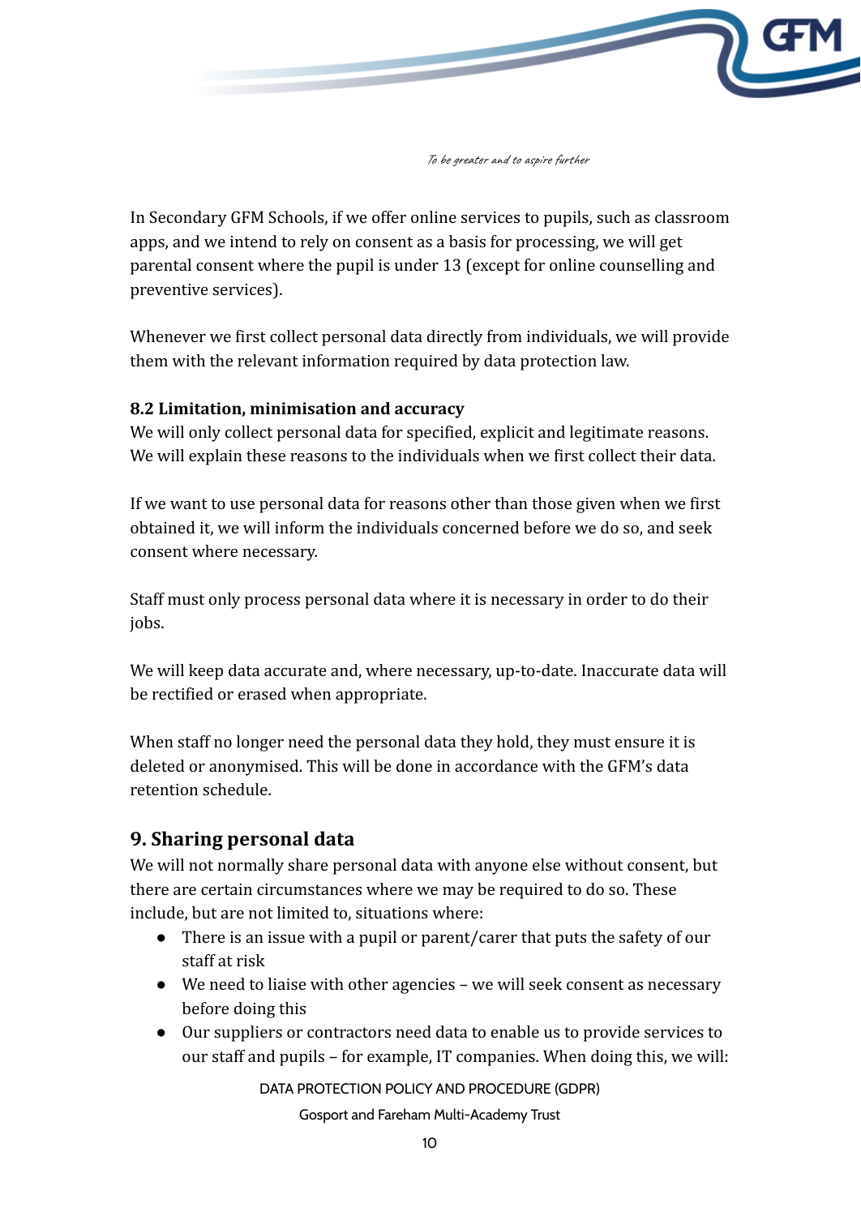In Secondary GFM Schools, if we offer online services to pupils, such as classroom apps, and we intend to rely on consent as a basis for processing, we will get parental consent where the pupil is under 13 (except for online counselling and preventive services).

Whenever we first collect personal data directly from individuals, we will provide them with the relevant information required by data protection law.

### 8.2 Limitation, minimisation and accuracy

We will only collect personal data for specified, explicit and legitimate reasons. We will explain these reasons to the individuals when we first collect their data.

If we want to use personal data for reasons other than those given when we first obtained it, we will inform the individuals concerned before we do so, and seek consent where necessary.

Staff must only process personal data where it is necessary in order to do their jobs.

We will keep data accurate and, where necessary, up-to-date. Inaccurate data will be rectified or erased when appropriate.

When staff no longer need the personal data they hold, they must ensure it is deleted or anonymised. This will be done in accordance with the GFM's data retention schedule.

## 9. Sharing personal data

We will not normally share personal data with anyone else without consent, but there are certain circumstances where we may be required to do so. These include, but are not limited to, situations where:

- There is an issue with a pupil or parent/carer that puts the safety of our staff at risk
- We need to liaise with other agencies – we will seek consent as necessary before doing this
- Our suppliers or contractors need data to enable us to provide services to our staff and pupils – for example, IT companies. When doing this, we will: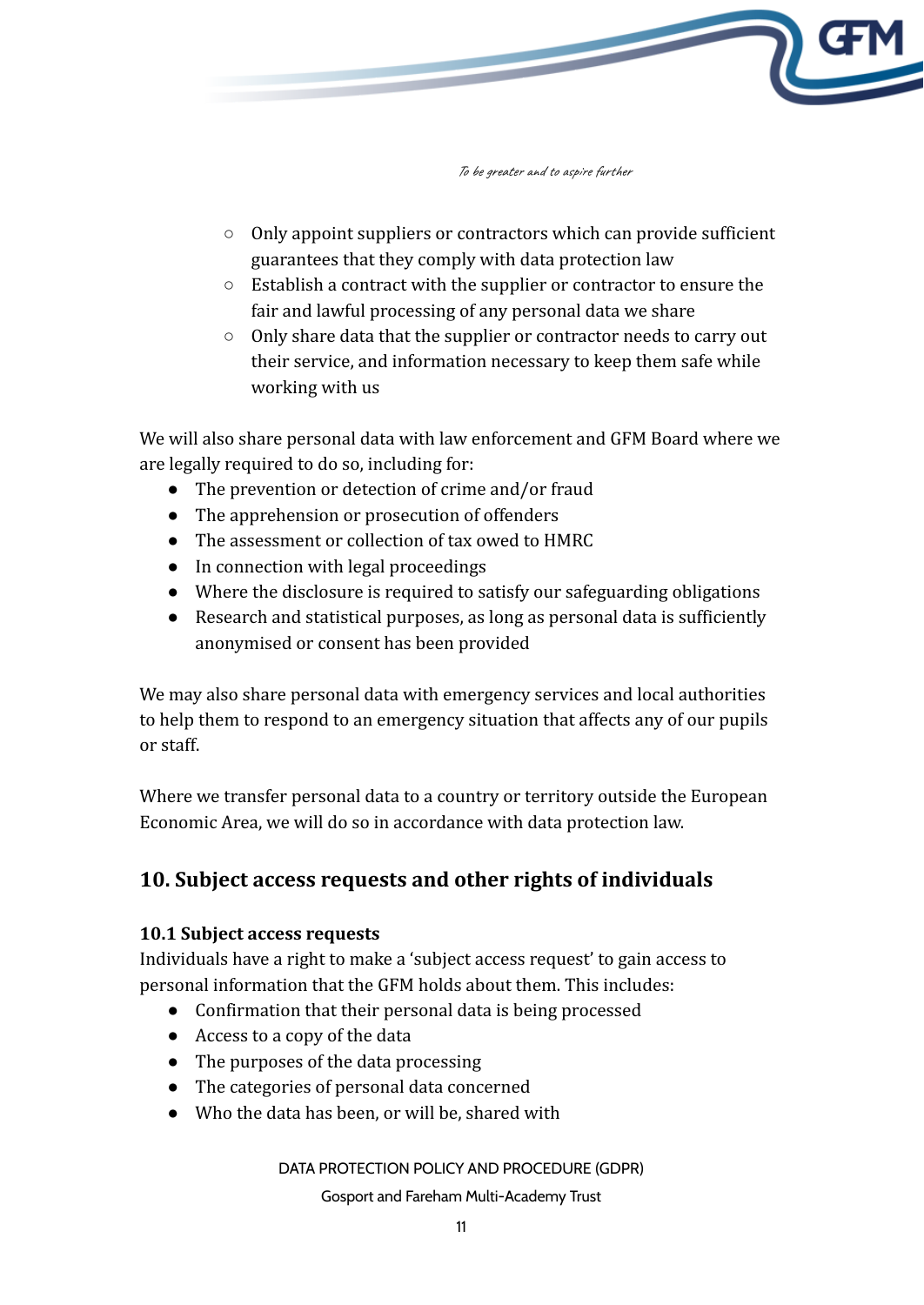- Only appoint suppliers or contractors which can provide sufficient guarantees that they comply with data protection law
- Establish a contract with the supplier or contractor to ensure the fair and lawful processing of any personal data we share
- Only share data that the supplier or contractor needs to carry out their service, and information necessary to keep them safe while working with us

We will also share personal data with law enforcement and GFM Board where we are legally required to do so, including for:

- The prevention or detection of crime and/or fraud
- The apprehension or prosecution of offenders
- The assessment or collection of tax owed to HMRC
- In connection with legal proceedings
- Where the disclosure is required to satisfy our safeguarding obligations
- Research and statistical purposes, as long as personal data is sufficiently anonymised or consent has been provided

We may also share personal data with emergency services and local authorities to help them to respond to an emergency situation that affects any of our pupils or staff.

Where we transfer personal data to a country or territory outside the European Economic Area, we will do so in accordance with data protection law.

## 10. Subject access requests and other rights of individuals

### 10.1 Subject access requests

Individuals have a right to make a 'subject access request' to gain access to personal information that the GFM holds about them. This includes:

- Confirmation that their personal data is being processed
- Access to a copy of the data
- The purposes of the data processing
- The categories of personal data concerned
- Who the data has been, or will be, shared with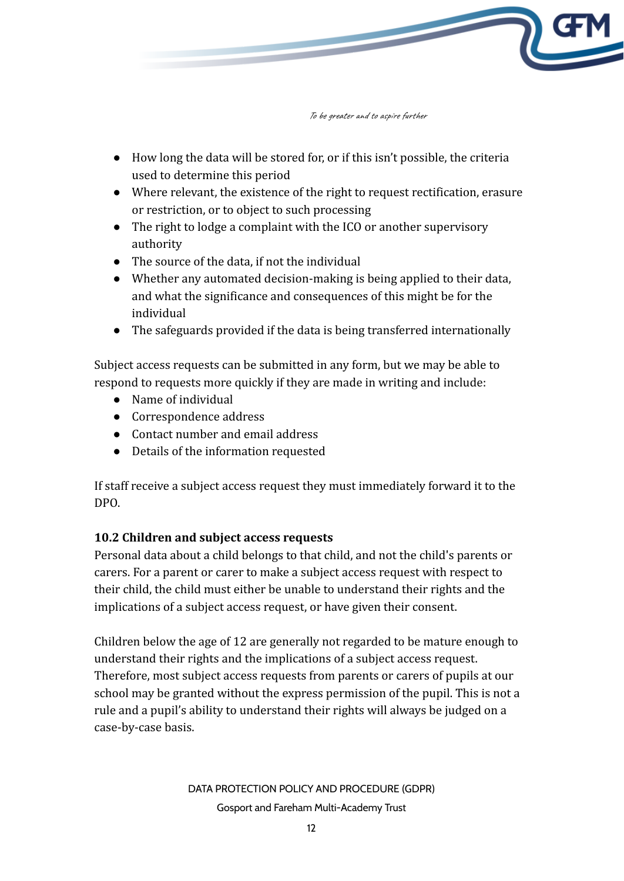- How long the data will be stored for, or if this isn't possible, the criteria used to determine this period
- Where relevant, the existence of the right to request rectification, erasure or restriction, or to object to such processing
- The right to lodge a complaint with the ICO or another supervisory authority
- The source of the data, if not the individual
- Whether any automated decision-making is being applied to their data, and what the significance and consequences of this might be for the individual
- The safeguards provided if the data is being transferred internationally

Subject access requests can be submitted in any form, but we may be able to respond to requests more quickly if they are made in writing and include:

- Name of individual
- Correspondence address
- Contact number and email address
- Details of the information requested

If staff receive a subject access request they must immediately forward it to the DPO.

### 10.2 Children and subject access requests

Personal data about a child belongs to that child, and not the child's parents or carers. For a parent or carer to make a subject access request with respect to their child, the child must either be unable to understand their rights and the implications of a subject access request, or have given their consent.

Children below the age of 12 are generally not regarded to be mature enough to understand their rights and the implications of a subject access request. Therefore, most subject access requests from parents or carers of pupils at our school may be granted without the express permission of the pupil. This is not a rule and a pupil's ability to understand their rights will always be judged on a case-by-case basis.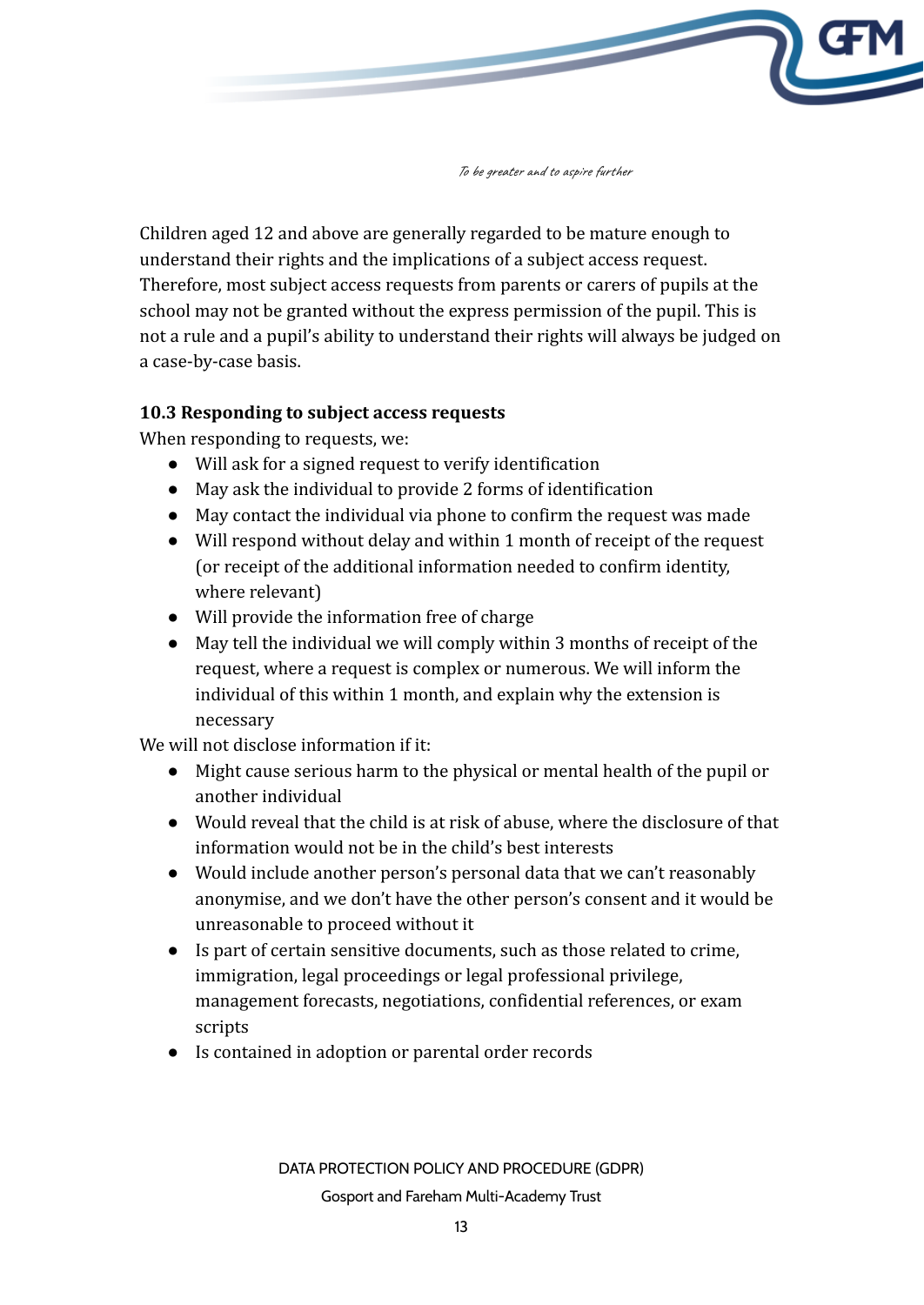Children aged 12 and above are generally regarded to be mature enough to understand their rights and the implications of a subject access request. Therefore, most subject access requests from parents or carers of pupils at the school may not be granted without the express permission of the pupil. This is not a rule and a pupil's ability to understand their rights will always be judged on a case-by-case basis.

### 10.3 Responding to subject access requests

When responding to requests, we:

- Will ask for a signed request to verify identification
- May ask the individual to provide 2 forms of identification
- May contact the individual via phone to confirm the request was made
- Will respond without delay and within 1 month of receipt of the request (or receipt of the additional information needed to confirm identity, where relevant)
- Will provide the information free of charge
- May tell the individual we will comply within 3 months of receipt of the request, where a request is complex or numerous. We will inform the individual of this within 1 month, and explain why the extension is necessary

We will not disclose information if it:

- Might cause serious harm to the physical or mental health of the pupil or another individual
- Would reveal that the child is at risk of abuse, where the disclosure of that information would not be in the child's best interests
- Would include another person's personal data that we can't reasonably anonymise, and we don't have the other person's consent and it would be unreasonable to proceed without it
- Is part of certain sensitive documents, such as those related to crime, immigration, legal proceedings or legal professional privilege, management forecasts, negotiations, confidential references, or exam scripts
- Is contained in adoption or parental order records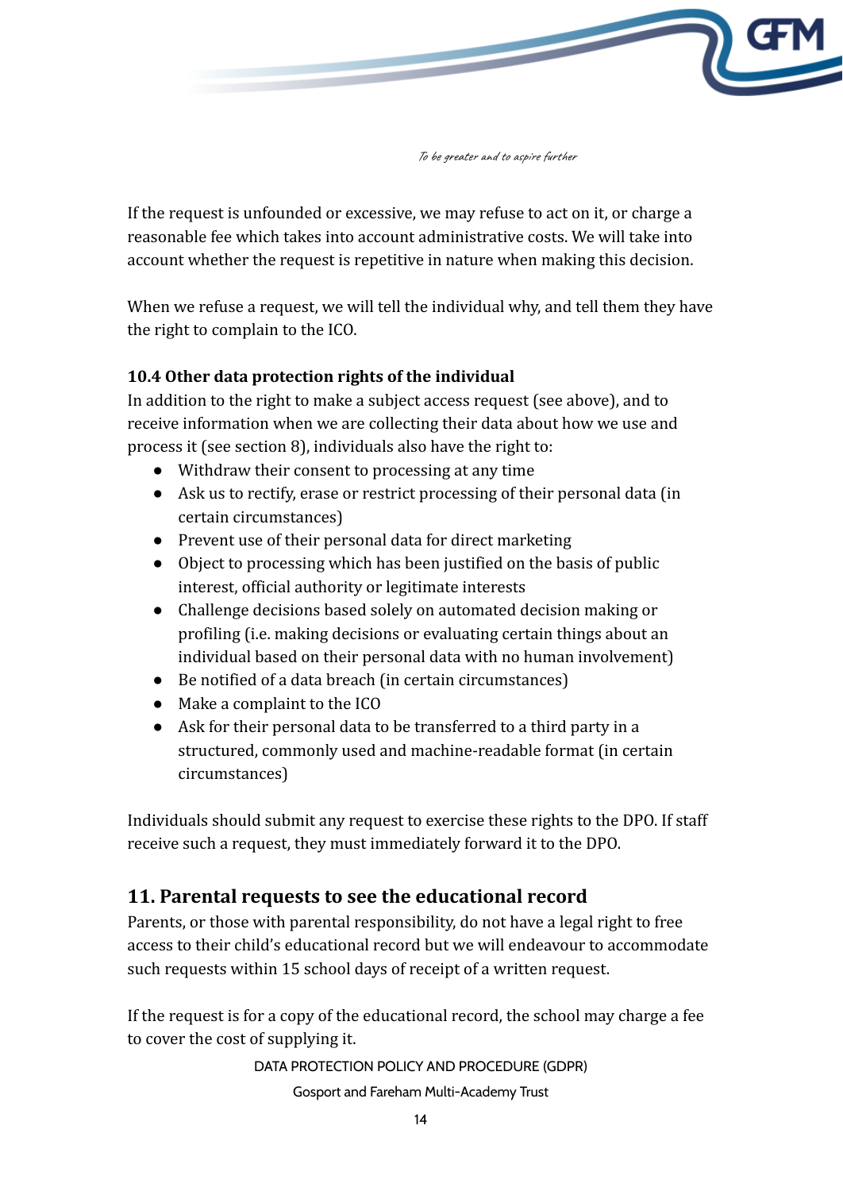If the request is unfounded or excessive, we may refuse to act on it, or charge a reasonable fee which takes into account administrative costs. We will take into account whether the request is repetitive in nature when making this decision.

When we refuse a request, we will tell the individual why, and tell them they have the right to complain to the ICO.

### 10.4 Other data protection rights of the individual

In addition to the right to make a subject access request (see above), and to receive information when we are collecting their data about how we use and process it (see section 8), individuals also have the right to:

- Withdraw their consent to processing at any time
- Ask us to rectify, erase or restrict processing of their personal data (in certain circumstances)
- Prevent use of their personal data for direct marketing
- Object to processing which has been justified on the basis of public interest, official authority or legitimate interests
- Challenge decisions based solely on automated decision making or profiling (i.e. making decisions or evaluating certain things about an individual based on their personal data with no human involvement)
- Be notified of a data breach (in certain circumstances)
- Make a complaint to the ICO
- Ask for their personal data to be transferred to a third party in a structured, commonly used and machine-readable format (in certain circumstances)

Individuals should submit any request to exercise these rights to the DPO. If staff receive such a request, they must immediately forward it to the DPO.

## 11. Parental requests to see the educational record

Parents, or those with parental responsibility, do not have a legal right to free access to their child's educational record but we will endeavour to accommodate such requests within 15 school days of receipt of a written request.

If the request is for a copy of the educational record, the school may charge a fee to cover the cost of supplying it.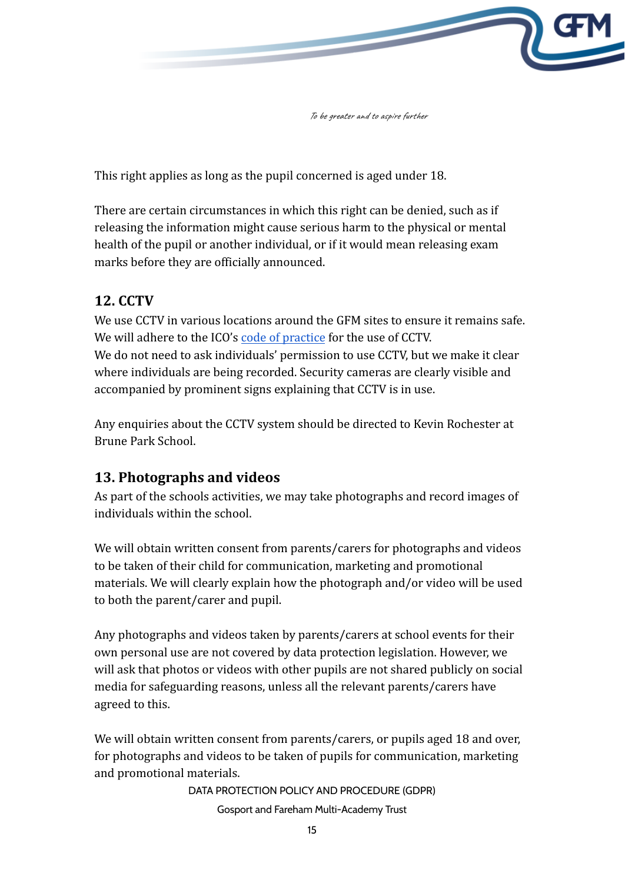This right applies as long as the pupil concerned is aged under 18.

There are certain circumstances in which this right can be denied, such as if releasing the information might cause serious harm to the physical or mental health of the pupil or another individual, or if it would mean releasing exam marks before they are officially announced.

## 12. CCTV

We use CCTV in various locations around the GFM sites to ensure it remains safe. We will adhere to the ICO's code of practice for the use of CCTV.
We do not need to ask individuals' permission to use CCTV, but we make it clear where individuals are being recorded. Security cameras are clearly visible and accompanied by prominent signs explaining that CCTV is in use.

Any enquiries about the CCTV system should be directed to Kevin Rochester at Brune Park School.

## 13. Photographs and videos

As part of the schools activities, we may take photographs and record images of individuals within the school.

We will obtain written consent from parents/carers for photographs and videos to be taken of their child for communication, marketing and promotional materials. We will clearly explain how the photograph and/or video will be used to both the parent/carer and pupil.

Any photographs and videos taken by parents/carers at school events for their own personal use are not covered by data protection legislation. However, we will ask that photos or videos with other pupils are not shared publicly on social media for safeguarding reasons, unless all the relevant parents/carers have agreed to this.

We will obtain written consent from parents/carers, or pupils aged 18 and over, for photographs and videos to be taken of pupils for communication, marketing and promotional materials.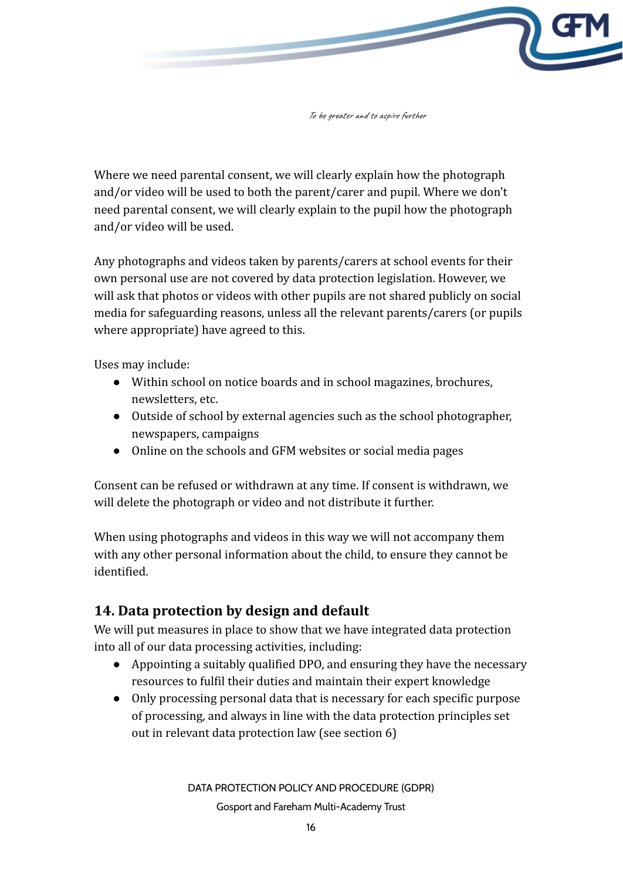Where we need parental consent, we will clearly explain how the photograph and/or video will be used to both the parent/carer and pupil. Where we don't need parental consent, we will clearly explain to the pupil how the photograph and/or video will be used.

Any photographs and videos taken by parents/carers at school events for their own personal use are not covered by data protection legislation. However, we will ask that photos or videos with other pupils are not shared publicly on social media for safeguarding reasons, unless all the relevant parents/carers (or pupils where appropriate) have agreed to this.

Uses may include:

- Within school on notice boards and in school magazines, brochures, newsletters, etc.
- Outside of school by external agencies such as the school photographer, newspapers, campaigns
- Online on the schools and GFM websites or social media pages

Consent can be refused or withdrawn at any time. If consent is withdrawn, we will delete the photograph or video and not distribute it further.

When using photographs and videos in this way we will not accompany them with any other personal information about the child, to ensure they cannot be identified.

## 14. Data protection by design and default

We will put measures in place to show that we have integrated data protection into all of our data processing activities, including:

- Appointing a suitably qualified DPO, and ensuring they have the necessary resources to fulfil their duties and maintain their expert knowledge
- Only processing personal data that is necessary for each specific purpose of processing, and always in line with the data protection principles set out in relevant data protection law (see section 6)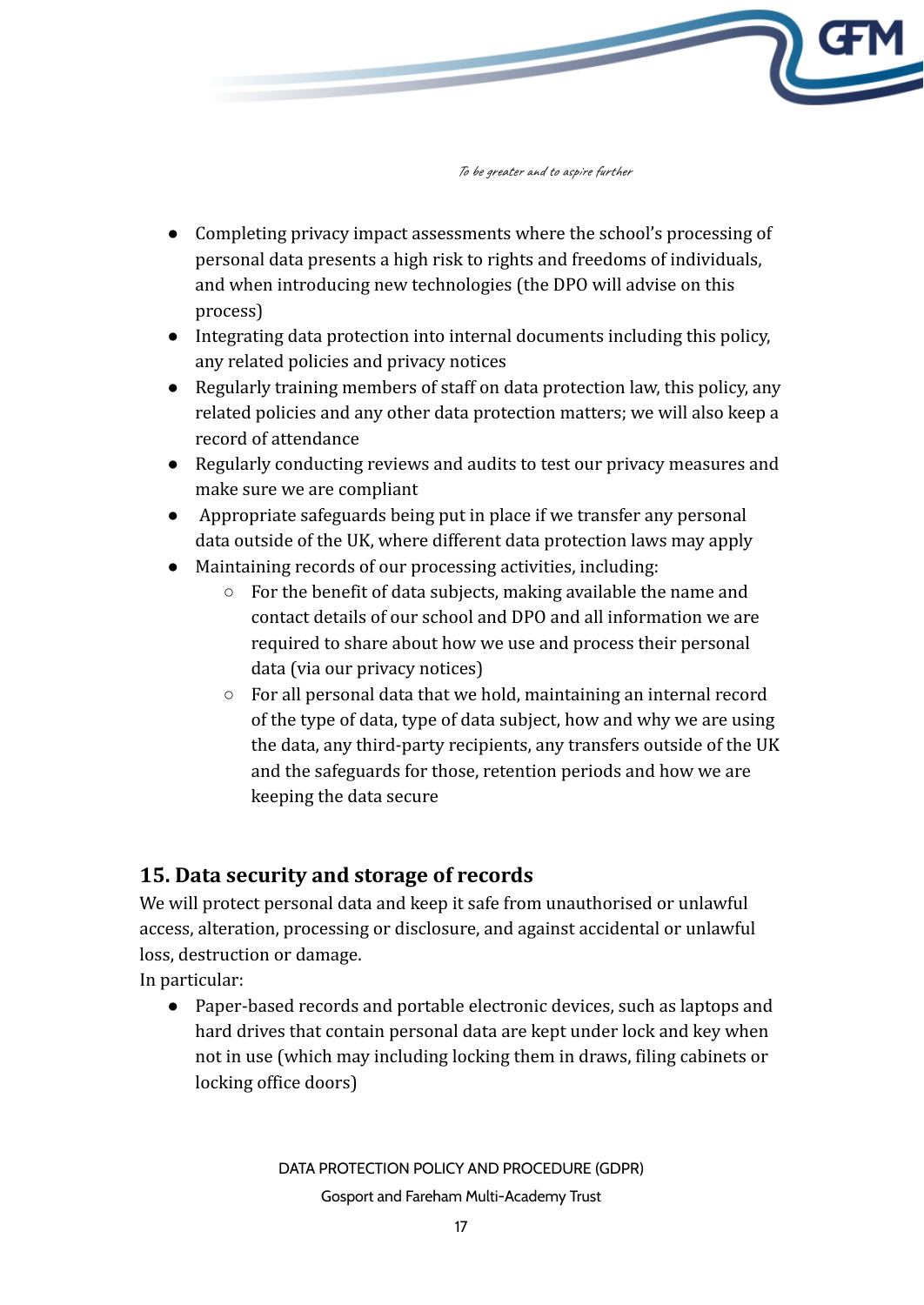- Completing privacy impact assessments where the school's processing of personal data presents a high risk to rights and freedoms of individuals, and when introducing new technologies (the DPO will advise on this process)
- Integrating data protection into internal documents including this policy, any related policies and privacy notices
- Regularly training members of staff on data protection law, this policy, any related policies and any other data protection matters; we will also keep a record of attendance
- Regularly conducting reviews and audits to test our privacy measures and make sure we are compliant
- Appropriate safeguards being put in place if we transfer any personal data outside of the UK, where different data protection laws may apply
- Maintaining records of our processing activities, including:
  - For the benefit of data subjects, making available the name and contact details of our school and DPO and all information we are required to share about how we use and process their personal data (via our privacy notices)
  - For all personal data that we hold, maintaining an internal record of the type of data, type of data subject, how and why we are using the data, any third-party recipients, any transfers outside of the UK and the safeguards for those, retention periods and how we are keeping the data secure

## 15. Data security and storage of records

We will protect personal data and keep it safe from unauthorised or unlawful access, alteration, processing or disclosure, and against accidental or unlawful loss, destruction or damage.

In particular:

- Paper-based records and portable electronic devices, such as laptops and hard drives that contain personal data are kept under lock and key when not in use (which may including locking them in draws, filing cabinets or locking office doors)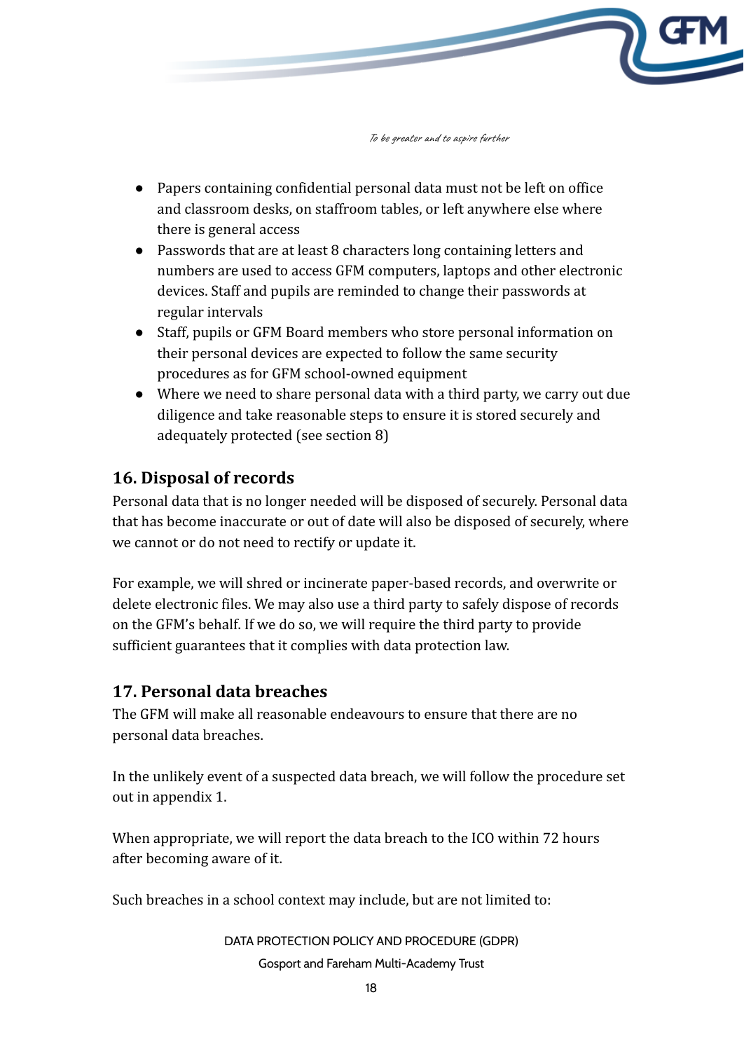- Papers containing confidential personal data must not be left on office and classroom desks, on staffroom tables, or left anywhere else where there is general access
- Passwords that are at least 8 characters long containing letters and numbers are used to access GFM computers, laptops and other electronic devices. Staff and pupils are reminded to change their passwords at regular intervals
- Staff, pupils or GFM Board members who store personal information on their personal devices are expected to follow the same security procedures as for GFM school-owned equipment
- Where we need to share personal data with a third party, we carry out due diligence and take reasonable steps to ensure it is stored securely and adequately protected (see section 8)

## 16. Disposal of records

Personal data that is no longer needed will be disposed of securely. Personal data that has become inaccurate or out of date will also be disposed of securely, where we cannot or do not need to rectify or update it.

For example, we will shred or incinerate paper-based records, and overwrite or delete electronic files. We may also use a third party to safely dispose of records on the GFM's behalf. If we do so, we will require the third party to provide sufficient guarantees that it complies with data protection law.

## 17. Personal data breaches

The GFM will make all reasonable endeavours to ensure that there are no personal data breaches.

In the unlikely event of a suspected data breach, we will follow the procedure set out in appendix 1.

When appropriate, we will report the data breach to the ICO within 72 hours after becoming aware of it.

Such breaches in a school context may include, but are not limited to: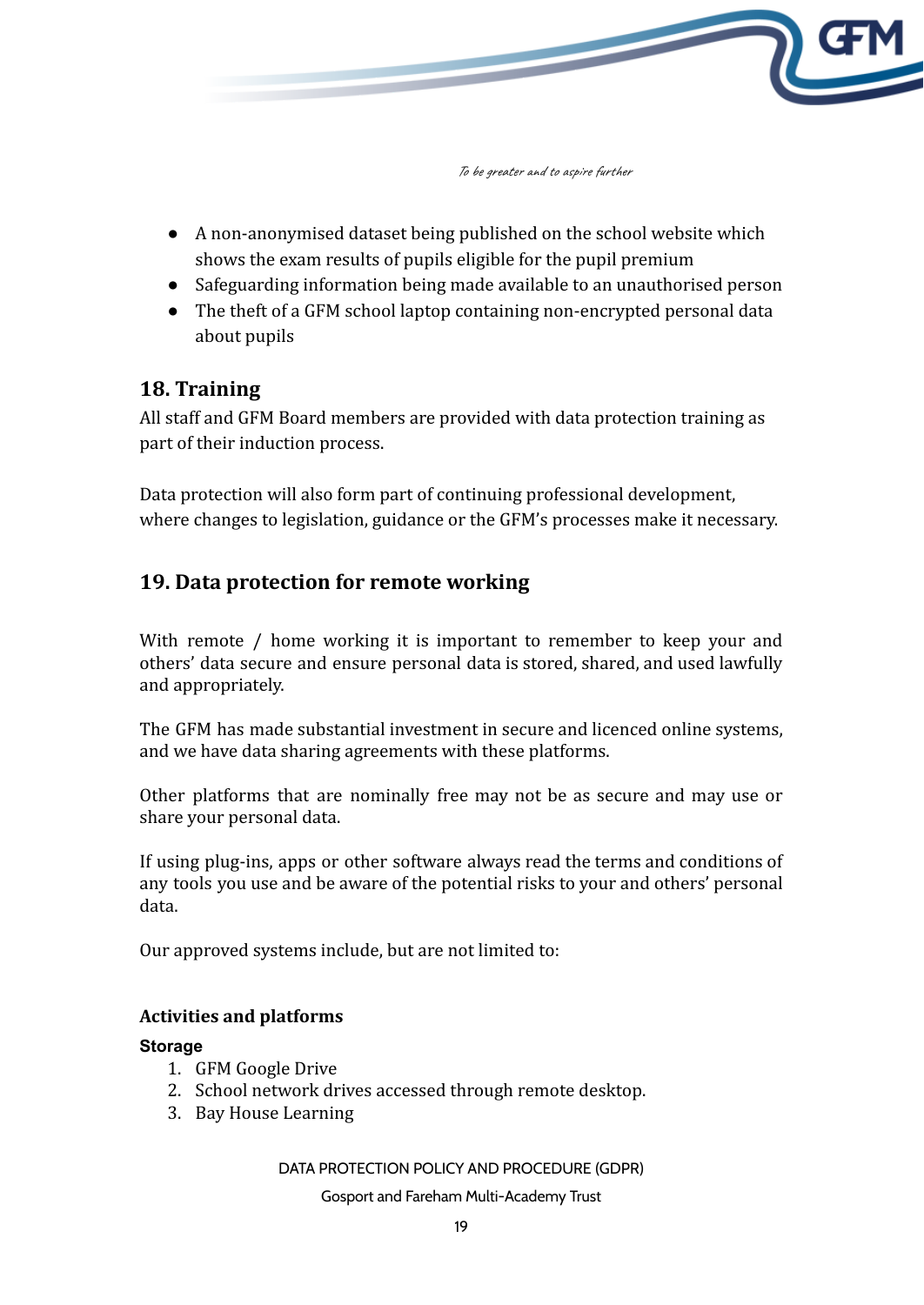- A non-anonymised dataset being published on the school website which shows the exam results of pupils eligible for the pupil premium
- Safeguarding information being made available to an unauthorised person
- The theft of a GFM school laptop containing non-encrypted personal data about pupils

## 18. Training

All staff and GFM Board members are provided with data protection training as part of their induction process.

Data protection will also form part of continuing professional development, where changes to legislation, guidance or the GFM's processes make it necessary.

## 19. Data protection for remote working

With remote / home working it is important to remember to keep your and others' data secure and ensure personal data is stored, shared, and used lawfully and appropriately.

The GFM has made substantial investment in secure and licenced online systems, and we have data sharing agreements with these platforms.

Other platforms that are nominally free may not be as secure and may use or share your personal data.

If using plug-ins, apps or other software always read the terms and conditions of any tools you use and be aware of the potential risks to your and others' personal data.

Our approved systems include, but are not limited to:

### Activities and platforms

**Storage**

1. GFM Google Drive
2. School network drives accessed through remote desktop.
3. Bay House Learning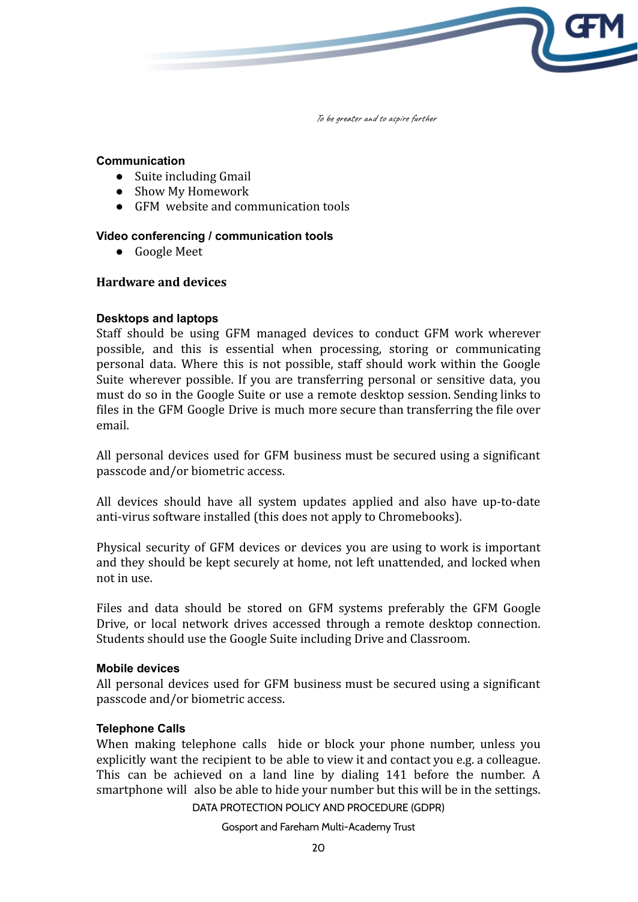### Communication

- Suite including Gmail
- Show My Homework
- GFM  website and communication tools

### Video conferencing / communication tools

- Google Meet

## Hardware and devices

### Desktops and laptops

Staff should be using GFM managed devices to conduct GFM work wherever possible, and this is essential when processing, storing or communicating personal data. Where this is not possible, staff should work within the Google Suite wherever possible. If you are transferring personal or sensitive data, you must do so in the Google Suite or use a remote desktop session. Sending links to files in the GFM Google Drive is much more secure than transferring the file over email.

All personal devices used for GFM business must be secured using a significant passcode and/or biometric access.

All devices should have all system updates applied and also have up-to-date anti-virus software installed (this does not apply to Chromebooks).

Physical security of GFM devices or devices you are using to work is important and they should be kept securely at home, not left unattended, and locked when not in use.

Files and data should be stored on GFM systems preferably the GFM Google Drive, or local network drives accessed through a remote desktop connection. Students should use the Google Suite including Drive and Classroom.

### Mobile devices

All personal devices used for GFM business must be secured using a significant passcode and/or biometric access.

### Telephone Calls

When making telephone calls  hide or block your phone number, unless you explicitly want the recipient to be able to view it and contact you e.g. a colleague. This can be achieved on a land line by dialing 141 before the number. A smartphone will  also be able to hide your number but this will be in the settings.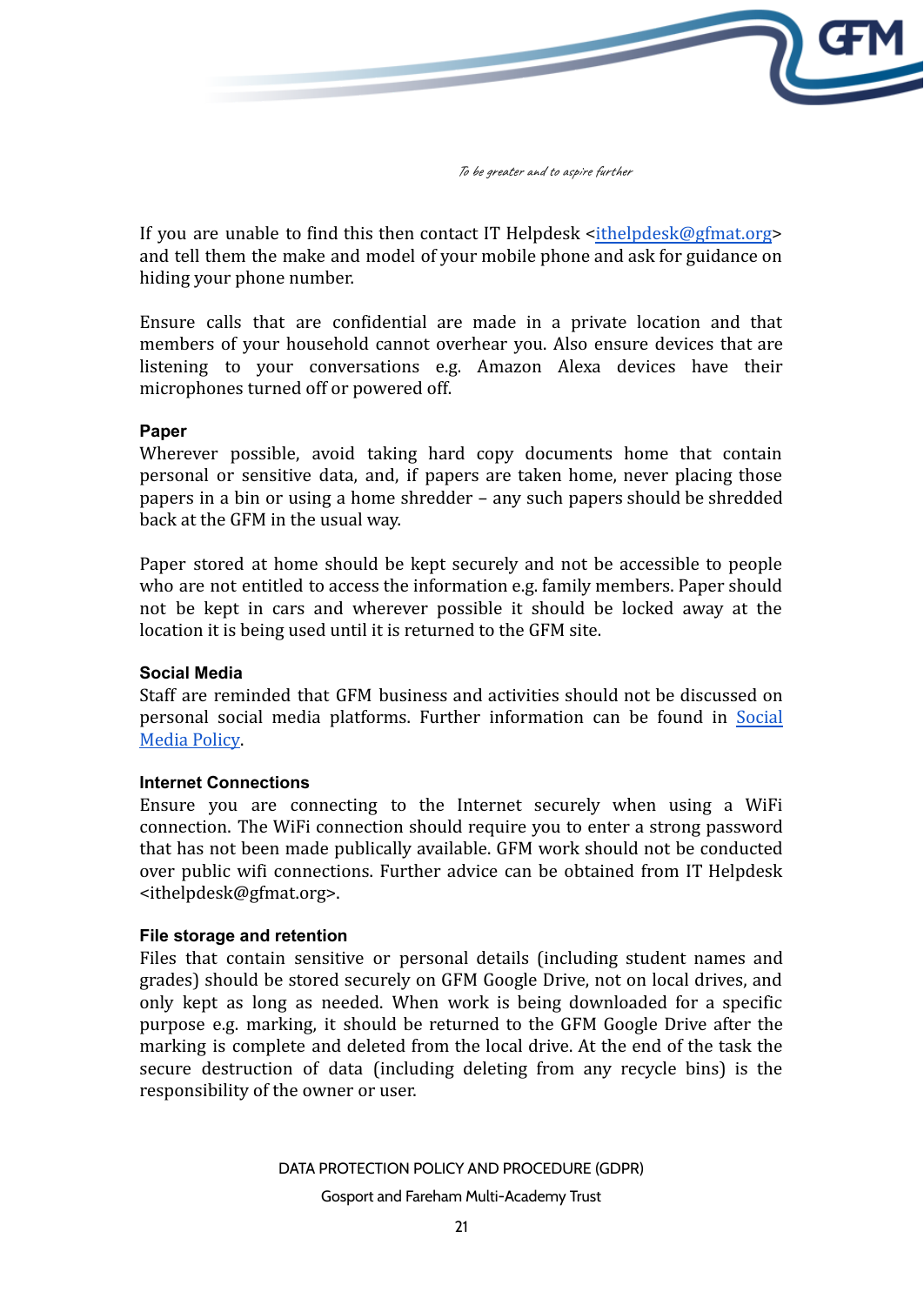If you are unable to find this then contact IT Helpdesk <ithelpdesk@gfmat.org> and tell them the make and model of your mobile phone and ask for guidance on hiding your phone number.

Ensure calls that are confidential are made in a private location and that members of your household cannot overhear you. Also ensure devices that are listening to your conversations e.g. Amazon Alexa devices have their microphones turned off or powered off.

#### Paper

Wherever possible, avoid taking hard copy documents home that contain personal or sensitive data, and, if papers are taken home, never placing those papers in a bin or using a home shredder – any such papers should be shredded back at the GFM in the usual way.

Paper stored at home should be kept securely and not be accessible to people who are not entitled to access the information e.g. family members. Paper should not be kept in cars and wherever possible it should be locked away at the location it is being used until it is returned to the GFM site.

#### Social Media

Staff are reminded that GFM business and activities should not be discussed on personal social media platforms. Further information can be found in Social Media Policy.

#### Internet Connections

Ensure you are connecting to the Internet securely when using a WiFi connection. The WiFi connection should require you to enter a strong password that has not been made publically available. GFM work should not be conducted over public wifi connections. Further advice can be obtained from IT Helpdesk <ithelpdesk@gfmat.org>.

#### File storage and retention

Files that contain sensitive or personal details (including student names and grades) should be stored securely on GFM Google Drive, not on local drives, and only kept as long as needed. When work is being downloaded for a specific purpose e.g. marking, it should be returned to the GFM Google Drive after the marking is complete and deleted from the local drive. At the end of the task the secure destruction of data (including deleting from any recycle bins) is the responsibility of the owner or user.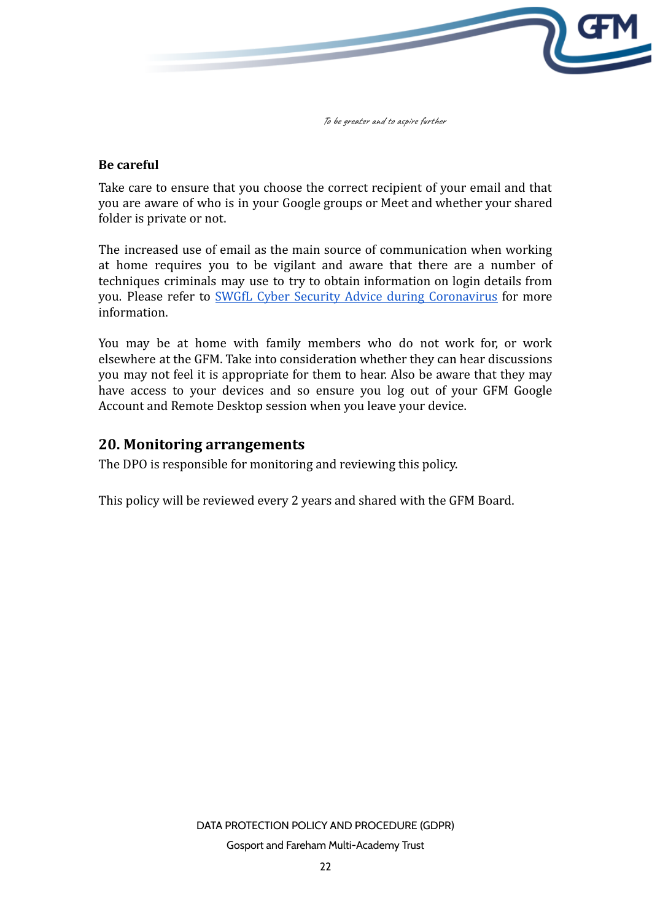**Be careful**

Take care to ensure that you choose the correct recipient of your email and that you are aware of who is in your Google groups or Meet and whether your shared folder is private or not.

The increased use of email as the main source of communication when working at home requires you to be vigilant and aware that there are a number of techniques criminals may use to try to obtain information on login details from you. Please refer to [SWGfL Cyber Security Advice during Coronavirus] for more information.

You may be at home with family members who do not work for, or work elsewhere at the GFM. Take into consideration whether they can hear discussions you may not feel it is appropriate for them to hear. Also be aware that they may have access to your devices and so ensure you log out of your GFM Google Account and Remote Desktop session when you leave your device.

## 20. Monitoring arrangements

The DPO is responsible for monitoring and reviewing this policy.

This policy will be reviewed every 2 years and shared with the GFM Board.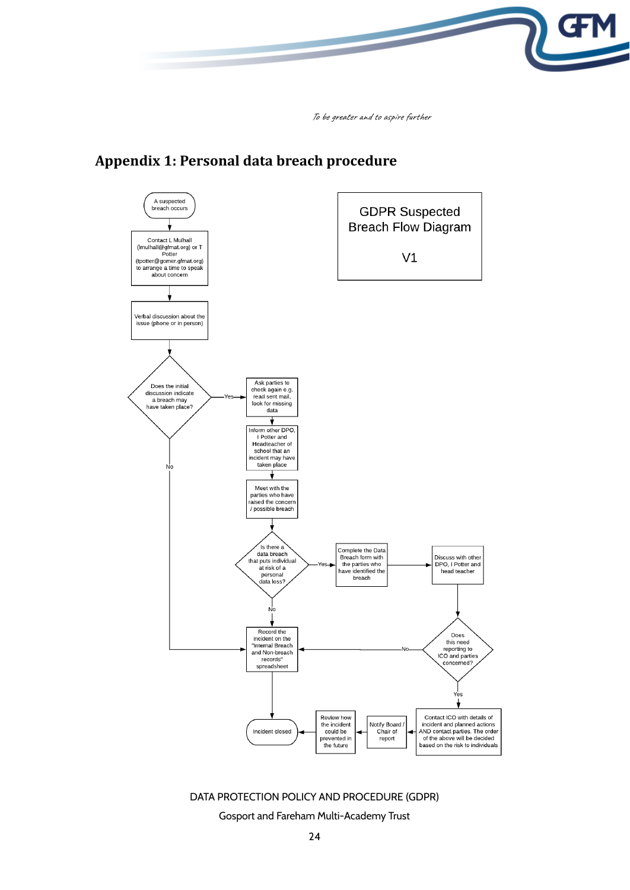# Appendix 1: Personal data breach procedure

**GDPR Suspected Breach Flow Diagram**

**V1**

1. A suspected breach occurs
2. Contact L Mulhall (lmulhall@gfmat.org) or T Potter (tpotter@gomer.gfmat.org) to arrange a time to speak about concern
3. Verbal discussion about the issue (phone or in person)
4. Does the initial discussion indicate a breach may have taken place?
   - **No** → Record the incident on the "Internal Breach and Non-breach records" spreadsheet
   - **Yes** → Ask parties to check again e.g. read sent mail, look for missing data
5. Inform other DPO, I Potter and Headteacher of school that an incident may have taken place
6. Meet with the parties who have raised the concern / possible breach
7. Is there a data breach that puts individual at risk of a personal data loss?
   - **No** → Record the incident on the "Internal Breach and Non-breach records" spreadsheet
   - **Yes** → Complete the Data Breach form with the parties who have identified the breach
8. Discuss with other DPO, I Potter and head teacher
9. Does this need reporting to ICO and parties concerned?
   - **No** → Record the incident on the "Internal Breach and Non-breach records" spreadsheet
   - **Yes** → Contact ICO with details of incident and planned actions AND contact parties. The order of the above will be decided based on the risk to individuals
10. Notify Board / Chair of report
11. Review how the incident could be prevented in the future
12. Incident closed

Record the incident on the "Internal Breach and Non-breach records" spreadsheet → Incident closed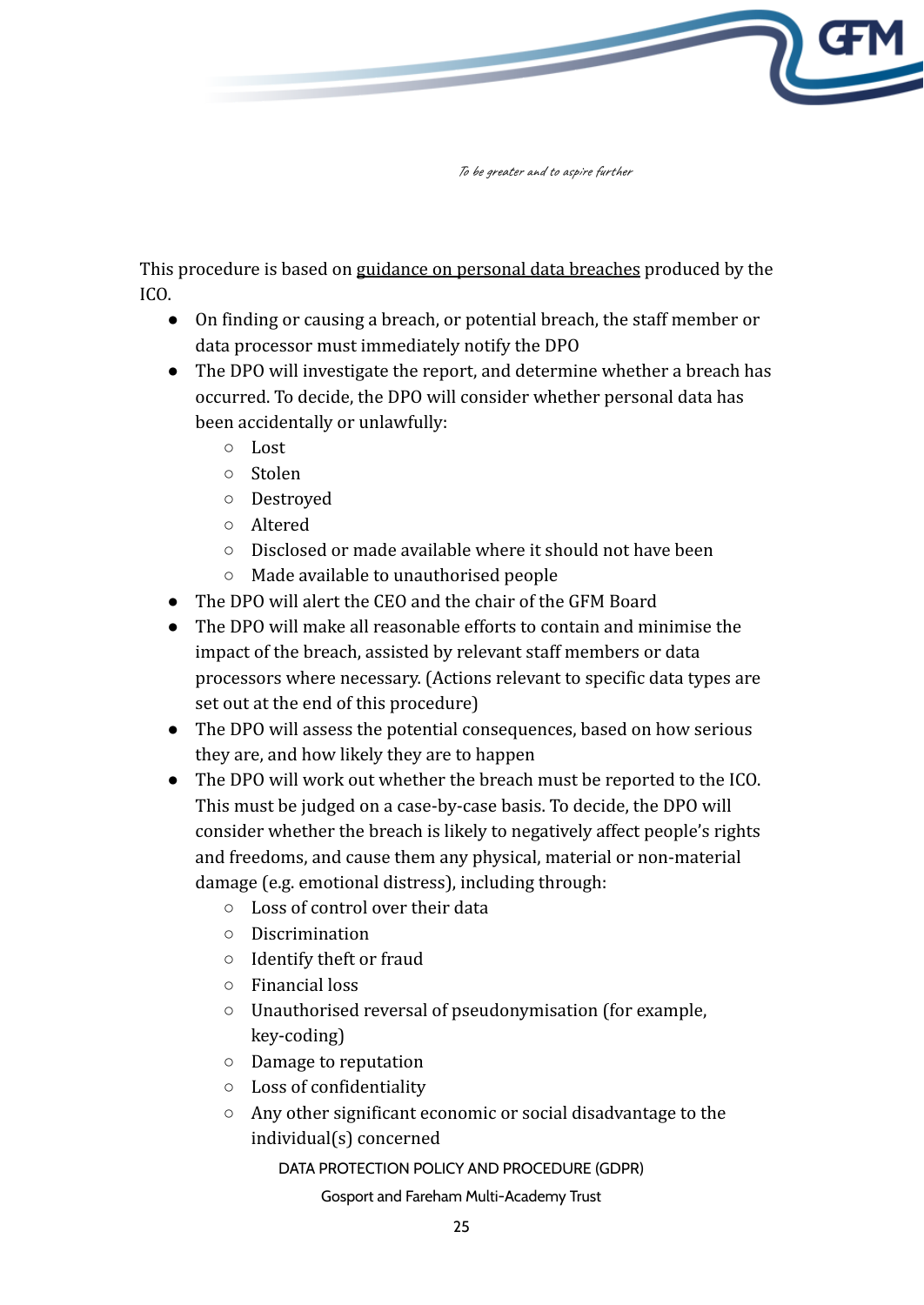This procedure is based on guidance on personal data breaches produced by the ICO.

- On finding or causing a breach, or potential breach, the staff member or data processor must immediately notify the DPO
- The DPO will investigate the report, and determine whether a breach has occurred. To decide, the DPO will consider whether personal data has been accidentally or unlawfully:
    - Lost
    - Stolen
    - Destroyed
    - Altered
    - Disclosed or made available where it should not have been
    - Made available to unauthorised people
- The DPO will alert the CEO and the chair of the GFM Board
- The DPO will make all reasonable efforts to contain and minimise the impact of the breach, assisted by relevant staff members or data processors where necessary. (Actions relevant to specific data types are set out at the end of this procedure)
- The DPO will assess the potential consequences, based on how serious they are, and how likely they are to happen
- The DPO will work out whether the breach must be reported to the ICO. This must be judged on a case-by-case basis. To decide, the DPO will consider whether the breach is likely to negatively affect people's rights and freedoms, and cause them any physical, material or non-material damage (e.g. emotional distress), including through:
    - Loss of control over their data
    - Discrimination
    - Identify theft or fraud
    - Financial loss
    - Unauthorised reversal of pseudonymisation (for example, key-coding)
    - Damage to reputation
    - Loss of confidentiality
    - Any other significant economic or social disadvantage to the individual(s) concerned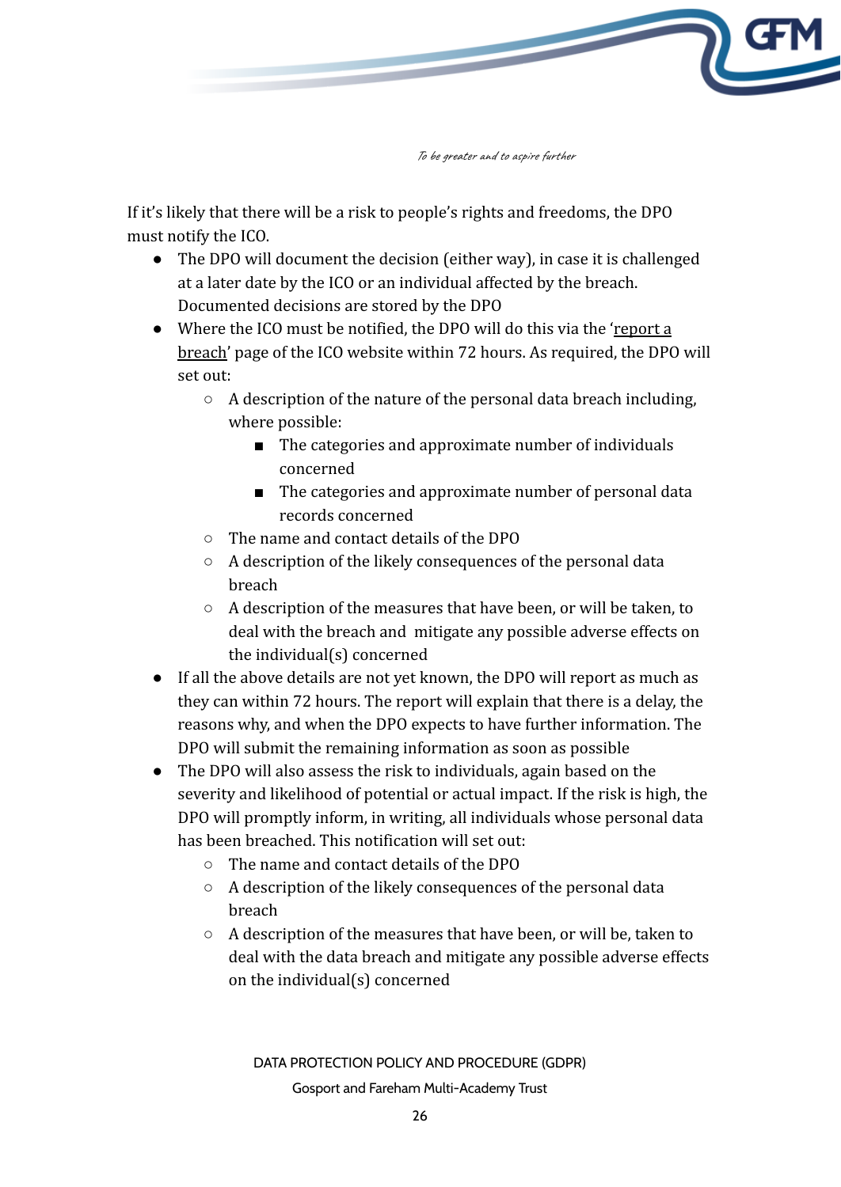If it's likely that there will be a risk to people's rights and freedoms, the DPO must notify the ICO.

- The DPO will document the decision (either way), in case it is challenged at a later date by the ICO or an individual affected by the breach. Documented decisions are stored by the DPO
- Where the ICO must be notified, the DPO will do this via the 'report a breach' page of the ICO website within 72 hours. As required, the DPO will set out:
  - A description of the nature of the personal data breach including, where possible:
    - The categories and approximate number of individuals concerned
    - The categories and approximate number of personal data records concerned
  - The name and contact details of the DPO
  - A description of the likely consequences of the personal data breach
  - A description of the measures that have been, or will be taken, to deal with the breach and mitigate any possible adverse effects on the individual(s) concerned
- If all the above details are not yet known, the DPO will report as much as they can within 72 hours. The report will explain that there is a delay, the reasons why, and when the DPO expects to have further information. The DPO will submit the remaining information as soon as possible
- The DPO will also assess the risk to individuals, again based on the severity and likelihood of potential or actual impact. If the risk is high, the DPO will promptly inform, in writing, all individuals whose personal data has been breached. This notification will set out:
  - The name and contact details of the DPO
  - A description of the likely consequences of the personal data breach
  - A description of the measures that have been, or will be, taken to deal with the data breach and mitigate any possible adverse effects on the individual(s) concerned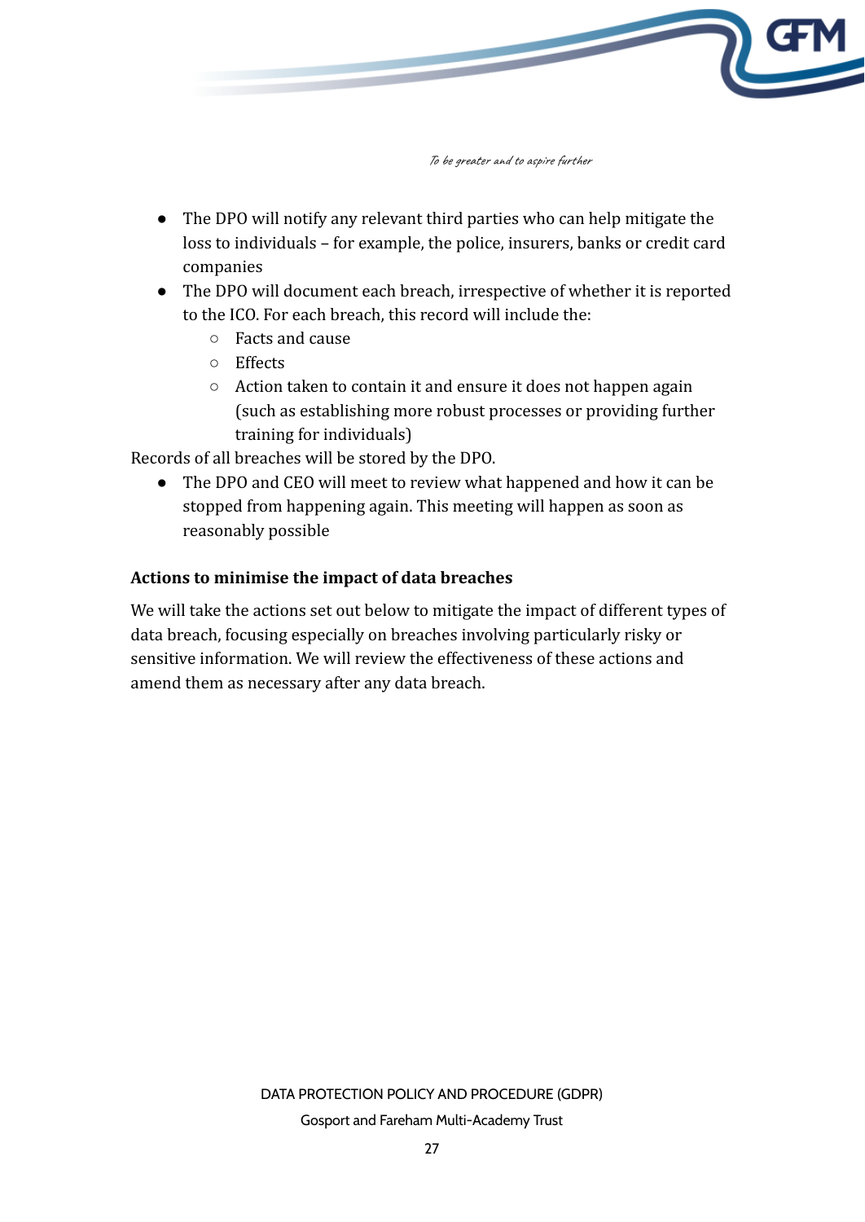- The DPO will notify any relevant third parties who can help mitigate the loss to individuals – for example, the police, insurers, banks or credit card companies
- The DPO will document each breach, irrespective of whether it is reported to the ICO. For each breach, this record will include the:
  - Facts and cause
  - Effects
  - Action taken to contain it and ensure it does not happen again (such as establishing more robust processes or providing further training for individuals)

Records of all breaches will be stored by the DPO.

- The DPO and CEO will meet to review what happened and how it can be stopped from happening again. This meeting will happen as soon as reasonably possible

**Actions to minimise the impact of data breaches**

We will take the actions set out below to mitigate the impact of different types of data breach, focusing especially on breaches involving particularly risky or sensitive information. We will review the effectiveness of these actions and amend them as necessary after any data breach.